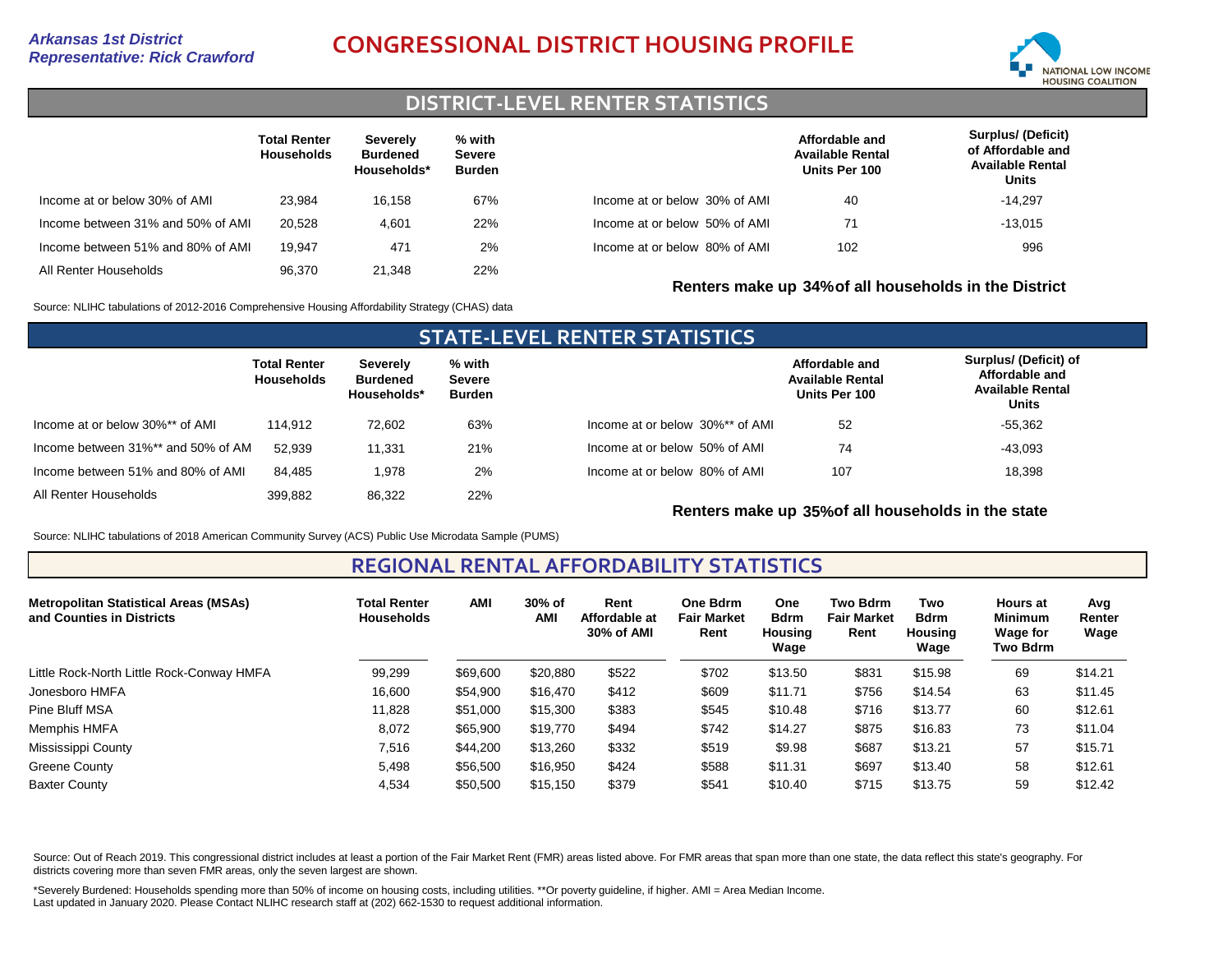*Arkansas 1st District*
*Representative: Rick Crawford*

# CONGRESSIONAL DISTRICT HOUSING PROFILE

NATIONAL LOW INCOME HOUSING COALITION

## DISTRICT-LEVEL RENTER STATISTICS

| | Total Renter Households | Severely Burdened Households* | % with Severe Burden |
|---|---|---|---|
| Income at or below 30% of AMI | 23,984 | 16,158 | 67% |
| Income between 31% and 50% of AMI | 20,528 | 4,601 | 22% |
| Income between 51% and 80% of AMI | 19,947 | 471 | 2% |
| All Renter Households | 96,370 | 21,348 | 22% |

| | Affordable and Available Rental Units Per 100 | Surplus/ (Deficit) of Affordable and Available Rental Units |
|---|---|---|
| Income at or below 30% of AMI | 40 | -14,297 |
| Income at or below 50% of AMI | 71 | -13,015 |
| Income at or below 80% of AMI | 102 | 996 |

**Renters make up 34% of all households in the District**

Source: NLIHC tabulations of 2012-2016 Comprehensive Housing Affordability Strategy (CHAS) data

## STATE-LEVEL RENTER STATISTICS

| | Total Renter Households | Severely Burdened Households* | % with Severe Burden |
|---|---|---|---|
| Income at or below 30%** of AMI | 114,912 | 72,602 | 63% |
| Income between 31%** and 50% of AM | 52,939 | 11,331 | 21% |
| Income between 51% and 80% of AMI | 84,485 | 1,978 | 2% |
| All Renter Households | 399,882 | 86,322 | 22% |

| | Affordable and Available Rental Units Per 100 | Surplus/ (Deficit) of Affordable and Available Rental Units |
|---|---|---|
| Income at or below 30%** of AMI | 52 | -55,362 |
| Income at or below 50% of AMI | 74 | -43,093 |
| Income at or below 80% of AMI | 107 | 18,398 |

**Renters make up 35% of all households in the state**

Source: NLIHC tabulations of 2018 American Community Survey (ACS) Public Use Microdata Sample (PUMS)

## REGIONAL RENTAL AFFORDABILITY STATISTICS

| Metropolitan Statistical Areas (MSAs) and Counties in Districts | Total Renter Households | AMI | 30% of AMI | Rent Affordable at 30% of AMI | One Bdrm Fair Market Rent | One Bdrm Housing Wage | Two Bdrm Fair Market Rent | Two Bdrm Housing Wage | Hours at Minimum Wage for Two Bdrm | Avg Renter Wage |
|---|---|---|---|---|---|---|---|---|---|---|
| Little Rock-North Little Rock-Conway HMFA | 99,299 | $69,600 | $20,880 | $522 | $702 | $13.50 | $831 | $15.98 | 69 | $14.21 |
| Jonesboro HMFA | 16,600 | $54,900 | $16,470 | $412 | $609 | $11.71 | $756 | $14.54 | 63 | $11.45 |
| Pine Bluff MSA | 11,828 | $51,000 | $15,300 | $383 | $545 | $10.48 | $716 | $13.77 | 60 | $12.61 |
| Memphis HMFA | 8,072 | $65,900 | $19,770 | $494 | $742 | $14.27 | $875 | $16.83 | 73 | $11.04 |
| Mississippi County | 7,516 | $44,200 | $13,260 | $332 | $519 | $9.98 | $687 | $13.21 | 57 | $15.71 |
| Greene County | 5,498 | $56,500 | $16,950 | $424 | $588 | $11.31 | $697 | $13.40 | 58 | $12.61 |
| Baxter County | 4,534 | $50,500 | $15,150 | $379 | $541 | $10.40 | $715 | $13.75 | 59 | $12.42 |

Source: Out of Reach 2019. This congressional district includes at least a portion of the Fair Market Rent (FMR) areas listed above. For FMR areas that span more than one state, the data reflect this state's geography. For districts covering more than seven FMR areas, only the seven largest are shown.

*Severely Burdened: Households spending more than 50% of income on housing costs, including utilities. **Or poverty guideline, if higher. AMI = Area Median Income.
Last updated in January 2020. Please Contact NLIHC research staff at (202) 662-1530 to request additional information.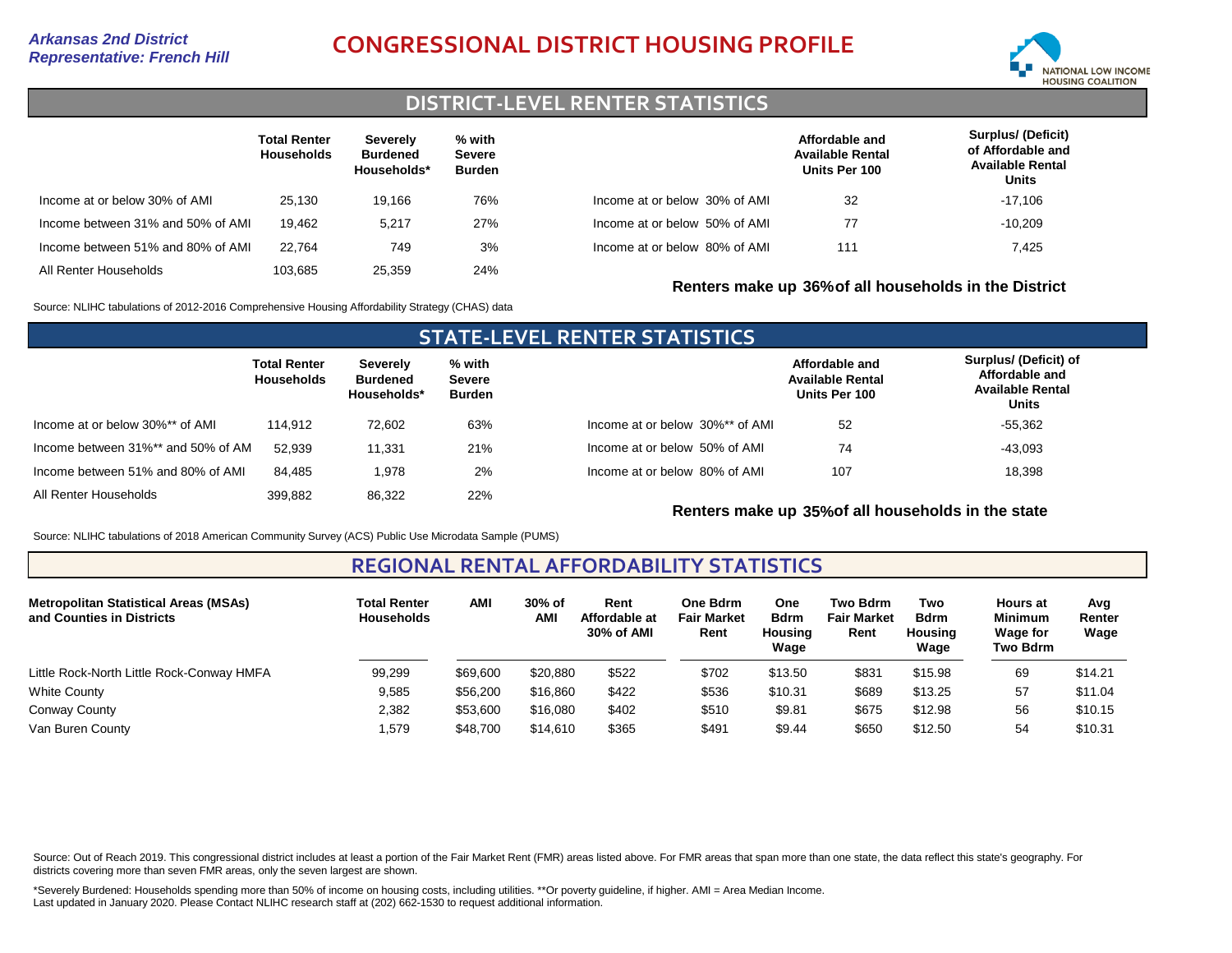*Arkansas 2nd District*
*Representative: French Hill*

# CONGRESSIONAL DISTRICT HOUSING PROFILE

## DISTRICT-LEVEL RENTER STATISTICS

| | Total Renter Households | Severely Burdened Households* | % with Severe Burden |
|---|---|---|---|
| Income at or below 30% of AMI | 25,130 | 19,166 | 76% |
| Income between 31% and 50% of AMI | 19,462 | 5,217 | 27% |
| Income between 51% and 80% of AMI | 22,764 | 749 | 3% |
| All Renter Households | 103,685 | 25,359 | 24% |

| | Affordable and Available Rental Units Per 100 | Surplus/ (Deficit) of Affordable and Available Rental Units |
|---|---|---|
| Income at or below 30% of AMI | 32 | -17,106 |
| Income at or below 50% of AMI | 77 | -10,209 |
| Income at or below 80% of AMI | 111 | 7,425 |

**Renters make up 36% of all households in the District**

Source: NLIHC tabulations of 2012-2016 Comprehensive Housing Affordability Strategy (CHAS) data

## STATE-LEVEL RENTER STATISTICS

| | Total Renter Households | Severely Burdened Households* | % with Severe Burden |
|---|---|---|---|
| Income at or below 30%** of AMI | 114,912 | 72,602 | 63% |
| Income between 31%** and 50% of AM | 52,939 | 11,331 | 21% |
| Income between 51% and 80% of AMI | 84,485 | 1,978 | 2% |
| All Renter Households | 399,882 | 86,322 | 22% |

| | Affordable and Available Rental Units Per 100 | Surplus/ (Deficit) of Affordable and Available Rental Units |
|---|---|---|
| Income at or below 30%** of AMI | 52 | -55,362 |
| Income at or below 50% of AMI | 74 | -43,093 |
| Income at or below 80% of AMI | 107 | 18,398 |

**Renters make up 35% of all households in the state**

Source: NLIHC tabulations of 2018 American Community Survey (ACS) Public Use Microdata Sample (PUMS)

## REGIONAL RENTAL AFFORDABILITY STATISTICS

| Metropolitan Statistical Areas (MSAs) and Counties in Districts | Total Renter Households | AMI | 30% of AMI | Rent Affordable at 30% of AMI | One Bdrm Fair Market Rent | One Bdrm Housing Wage | Two Bdrm Fair Market Rent | Two Bdrm Housing Wage | Hours at Minimum Wage for Two Bdrm | Avg Renter Wage |
|---|---|---|---|---|---|---|---|---|---|---|
| Little Rock-North Little Rock-Conway HMFA | 99,299 | $69,600 | $20,880 | $522 | $702 | $13.50 | $831 | $15.98 | 69 | $14.21 |
| White County | 9,585 | $56,200 | $16,860 | $422 | $536 | $10.31 | $689 | $13.25 | 57 | $11.04 |
| Conway County | 2,382 | $53,600 | $16,080 | $402 | $510 | $9.81 | $675 | $12.98 | 56 | $10.15 |
| Van Buren County | 1,579 | $48,700 | $14,610 | $365 | $491 | $9.44 | $650 | $12.50 | 54 | $10.31 |

Source: Out of Reach 2019. This congressional district includes at least a portion of the Fair Market Rent (FMR) areas listed above. For FMR areas that span more than one state, the data reflect this state's geography. For districts covering more than seven FMR areas, only the seven largest are shown.

*Severely Burdened: Households spending more than 50% of income on housing costs, including utilities. **Or poverty guideline, if higher. AMI = Area Median Income.
Last updated in January 2020. Please Contact NLIHC research staff at (202) 662-1530 to request additional information.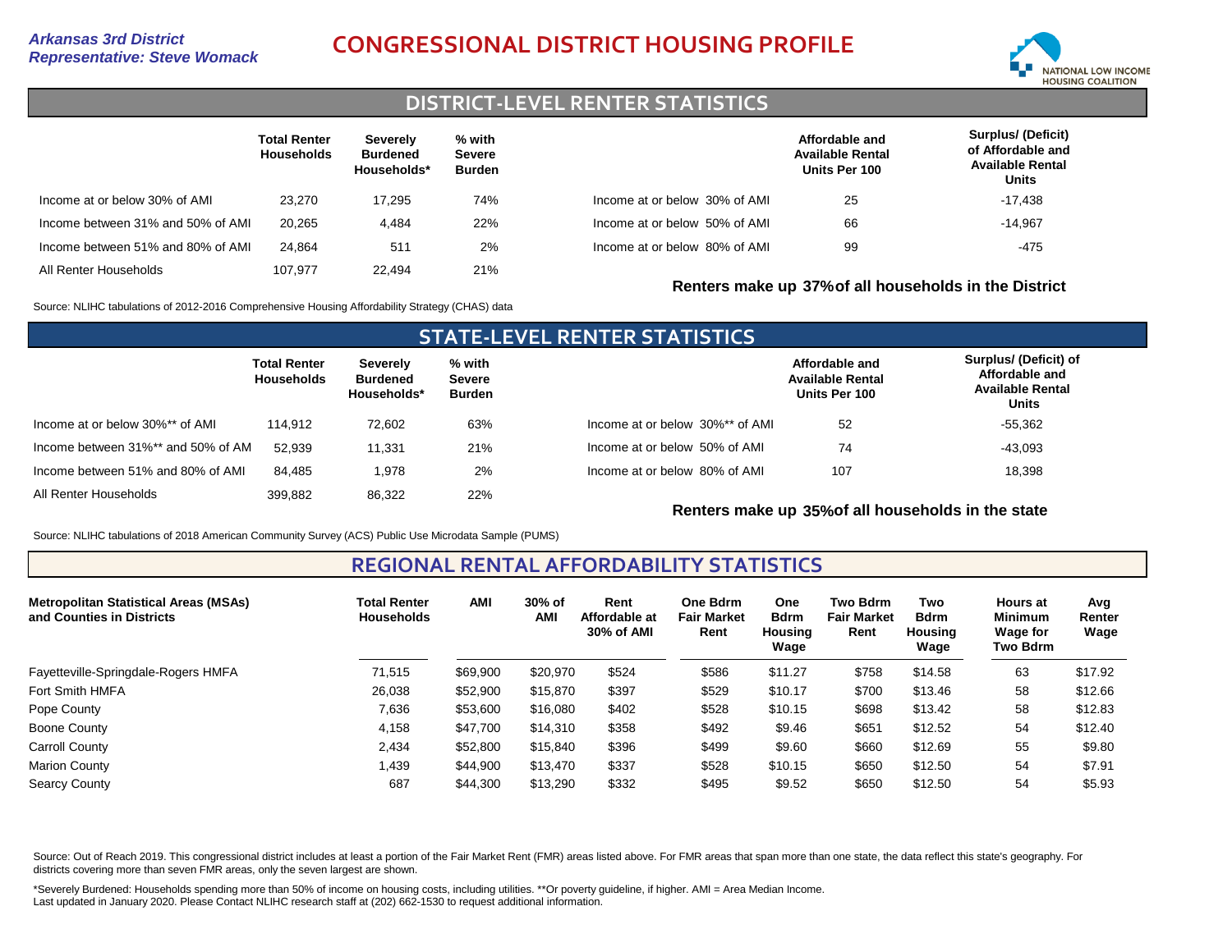*Arkansas 3rd District*
*Representative: Steve Womack*

# CONGRESSIONAL DISTRICT HOUSING PROFILE

NATIONAL LOW INCOME HOUSING COALITION

## DISTRICT-LEVEL RENTER STATISTICS

| | Total Renter Households | Severely Burdened Households* | % with Severe Burden |
|---|---|---|---|
| Income at or below 30% of AMI | 23,270 | 17,295 | 74% |
| Income between 31% and 50% of AMI | 20,265 | 4,484 | 22% |
| Income between 51% and 80% of AMI | 24,864 | 511 | 2% |
| All Renter Households | 107,977 | 22,494 | 21% |

| | Affordable and Available Rental Units Per 100 | Surplus/ (Deficit) of Affordable and Available Rental Units |
|---|---|---|
| Income at or below 30% of AMI | 25 | -17,438 |
| Income at or below 50% of AMI | 66 | -14,967 |
| Income at or below 80% of AMI | 99 | -475 |

**Renters make up 37% of all households in the District**

Source: NLIHC tabulations of 2012-2016 Comprehensive Housing Affordability Strategy (CHAS) data

## STATE-LEVEL RENTER STATISTICS

| | Total Renter Households | Severely Burdened Households* | % with Severe Burden |
|---|---|---|---|
| Income at or below 30%** of AMI | 114,912 | 72,602 | 63% |
| Income between 31%** and 50% of AM | 52,939 | 11,331 | 21% |
| Income between 51% and 80% of AMI | 84,485 | 1,978 | 2% |
| All Renter Households | 399,882 | 86,322 | 22% |

| | Affordable and Available Rental Units Per 100 | Surplus/ (Deficit) of Affordable and Available Rental Units |
|---|---|---|
| Income at or below 30%** of AMI | 52 | -55,362 |
| Income at or below 50% of AMI | 74 | -43,093 |
| Income at or below 80% of AMI | 107 | 18,398 |

**Renters make up 35% of all households in the state**

Source: NLIHC tabulations of 2018 American Community Survey (ACS) Public Use Microdata Sample (PUMS)

## REGIONAL RENTAL AFFORDABILITY STATISTICS

| Metropolitan Statistical Areas (MSAs) and Counties in Districts | Total Renter Households | AMI | 30% of AMI | Rent Affordable at 30% of AMI | One Bdrm Fair Market Rent | One Bdrm Housing Wage | Two Bdrm Fair Market Rent | Two Bdrm Housing Wage | Hours at Minimum Wage for Two Bdrm | Avg Renter Wage |
|---|---|---|---|---|---|---|---|---|---|---|
| Fayetteville-Springdale-Rogers HMFA | 71,515 | $69,900 | $20,970 | $524 | $586 | $11.27 | $758 | $14.58 | 63 | $17.92 |
| Fort Smith HMFA | 26,038 | $52,900 | $15,870 | $397 | $529 | $10.17 | $700 | $13.46 | 58 | $12.66 |
| Pope County | 7,636 | $53,600 | $16,080 | $402 | $528 | $10.15 | $698 | $13.42 | 58 | $12.83 |
| Boone County | 4,158 | $47,700 | $14,310 | $358 | $492 | $9.46 | $651 | $12.52 | 54 | $12.40 |
| Carroll County | 2,434 | $52,800 | $15,840 | $396 | $499 | $9.60 | $660 | $12.69 | 55 | $9.80 |
| Marion County | 1,439 | $44,900 | $13,470 | $337 | $528 | $10.15 | $650 | $12.50 | 54 | $7.91 |
| Searcy County | 687 | $44,300 | $13,290 | $332 | $495 | $9.52 | $650 | $12.50 | 54 | $5.93 |

Source: Out of Reach 2019. This congressional district includes at least a portion of the Fair Market Rent (FMR) areas listed above. For FMR areas that span more than one state, the data reflect this state's geography. For districts covering more than seven FMR areas, only the seven largest are shown.

*Severely Burdened: Households spending more than 50% of income on housing costs, including utilities. **Or poverty guideline, if higher. AMI = Area Median Income.
Last updated in January 2020. Please Contact NLIHC research staff at (202) 662-1530 to request additional information.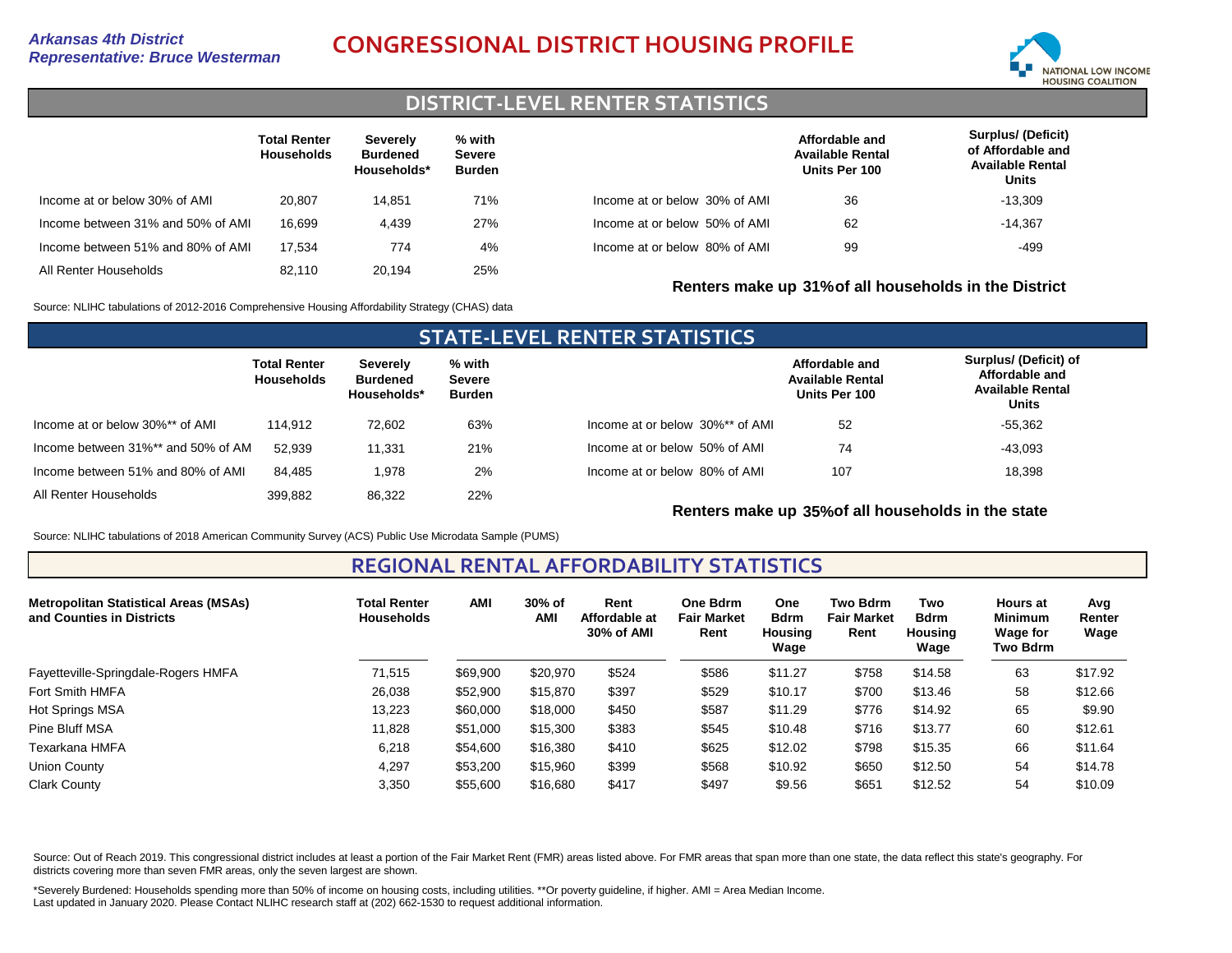*Arkansas 4th District*
*Representative: Bruce Westerman*

# CONGRESSIONAL DISTRICT HOUSING PROFILE

NATIONAL LOW INCOME HOUSING COALITION

## DISTRICT-LEVEL RENTER STATISTICS

| | Total Renter Households | Severely Burdened Households* | % with Severe Burden |
|---|---|---|---|
| Income at or below 30% of AMI | 20,807 | 14,851 | 71% |
| Income between 31% and 50% of AMI | 16,699 | 4,439 | 27% |
| Income between 51% and 80% of AMI | 17,534 | 774 | 4% |
| All Renter Households | 82,110 | 20,194 | 25% |

| | Affordable and Available Rental Units Per 100 | Surplus/ (Deficit) of Affordable and Available Rental Units |
|---|---|---|
| Income at or below 30% of AMI | 36 | -13,309 |
| Income at or below 50% of AMI | 62 | -14,367 |
| Income at or below 80% of AMI | 99 | -499 |

**Renters make up 31% of all households in the District**

Source: NLIHC tabulations of 2012-2016 Comprehensive Housing Affordability Strategy (CHAS) data

## STATE-LEVEL RENTER STATISTICS

| | Total Renter Households | Severely Burdened Households* | % with Severe Burden |
|---|---|---|---|
| Income at or below 30%** of AMI | 114,912 | 72,602 | 63% |
| Income between 31%** and 50% of AM | 52,939 | 11,331 | 21% |
| Income between 51% and 80% of AMI | 84,485 | 1,978 | 2% |
| All Renter Households | 399,882 | 86,322 | 22% |

| | Affordable and Available Rental Units Per 100 | Surplus/ (Deficit) of Affordable and Available Rental Units |
|---|---|---|
| Income at or below 30%** of AMI | 52 | -55,362 |
| Income at or below 50% of AMI | 74 | -43,093 |
| Income at or below 80% of AMI | 107 | 18,398 |

**Renters make up 35% of all households in the state**

Source: NLIHC tabulations of 2018 American Community Survey (ACS) Public Use Microdata Sample (PUMS)

## REGIONAL RENTAL AFFORDABILITY STATISTICS

| Metropolitan Statistical Areas (MSAs) and Counties in Districts | Total Renter Households | AMI | 30% of AMI | Rent Affordable at 30% of AMI | One Bdrm Fair Market Rent | One Bdrm Housing Wage | Two Bdrm Fair Market Rent | Two Bdrm Housing Wage | Hours at Minimum Wage for Two Bdrm | Avg Renter Wage |
|---|---|---|---|---|---|---|---|---|---|---|
| Fayetteville-Springdale-Rogers HMFA | 71,515 | $69,900 | $20,970 | $524 | $586 | $11.27 | $758 | $14.58 | 63 | $17.92 |
| Fort Smith HMFA | 26,038 | $52,900 | $15,870 | $397 | $529 | $10.17 | $700 | $13.46 | 58 | $12.66 |
| Hot Springs MSA | 13,223 | $60,000 | $18,000 | $450 | $587 | $11.29 | $776 | $14.92 | 65 | $9.90 |
| Pine Bluff MSA | 11,828 | $51,000 | $15,300 | $383 | $545 | $10.48 | $716 | $13.77 | 60 | $12.61 |
| Texarkana HMFA | 6,218 | $54,600 | $16,380 | $410 | $625 | $12.02 | $798 | $15.35 | 66 | $11.64 |
| Union County | 4,297 | $53,200 | $15,960 | $399 | $568 | $10.92 | $650 | $12.50 | 54 | $14.78 |
| Clark County | 3,350 | $55,600 | $16,680 | $417 | $497 | $9.56 | $651 | $12.52 | 54 | $10.09 |

Source: Out of Reach 2019. This congressional district includes at least a portion of the Fair Market Rent (FMR) areas listed above. For FMR areas that span more than one state, the data reflect this state's geography. For districts covering more than seven FMR areas, only the seven largest are shown.

*Severely Burdened: Households spending more than 50% of income on housing costs, including utilities. **Or poverty guideline, if higher. AMI = Area Median Income.
Last updated in January 2020. Please Contact NLIHC research staff at (202) 662-1530 to request additional information.